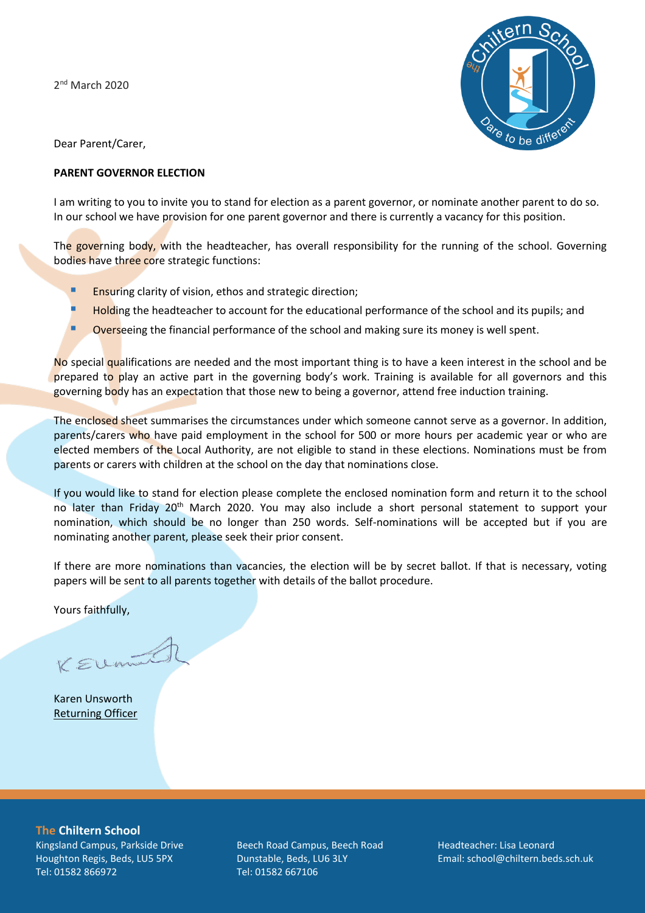2nd March 2020

Dear Parent/Carer,

**PARENT GOVERNOR ELECTION**

I am writing to you to invite you to stand for election as a parent governor, or nominate another parent to do so. In our school we have provision for one parent governor and there is currently a vacancy for this position.

The governing body, with the headteacher, has overall responsibility for the running of the school. Governing bodies have three core strategic functions:

- Ensuring clarity of vision, ethos and strategic direction;
- Holding the headteacher to account for the educational performance of the school and its pupils; and
- Overseeing the financial performance of the school and making sure its money is well spent.

No special qualifications are needed and the most important thing is to have a keen interest in the school and be prepared to play an active part in the governing body's work. Training is available for all governors and this governing body has an expectation that those new to being a governor, attend free induction training.

The enclosed sheet summarises the circumstances under which someone cannot serve as a governor. In addition, parents/carers who have paid employment in the school for 500 or more hours per academic year or who are elected members of the Local Authority, are not eligible to stand in these elections. Nominations must be from parents or carers with children at the school on the day that nominations close.

If you would like to stand for election please complete the enclosed nomination form and return it to the school no later than Friday 20th March 2020. You may also include a short personal statement to support your nomination, which should be no longer than 250 words. Self-nominations will be accepted but if you are nominating another parent, please seek their prior consent.

If there are more nominations than vacancies, the election will be by secret ballot. If that is necessary, voting papers will be sent to all parents together with details of the ballot procedure.

Yours faithfully,

Karen Unsworth
Returning Officer

**The Chiltern School**

Kingsland Campus, Parkside Drive
Houghton Regis, Beds, LU5 5PX
Tel: 01582 866972

Beech Road Campus, Beech Road
Dunstable, Beds, LU6 3LY
Tel: 01582 667106

Headteacher: Lisa Leonard
Email: school@chiltern.beds.sch.uk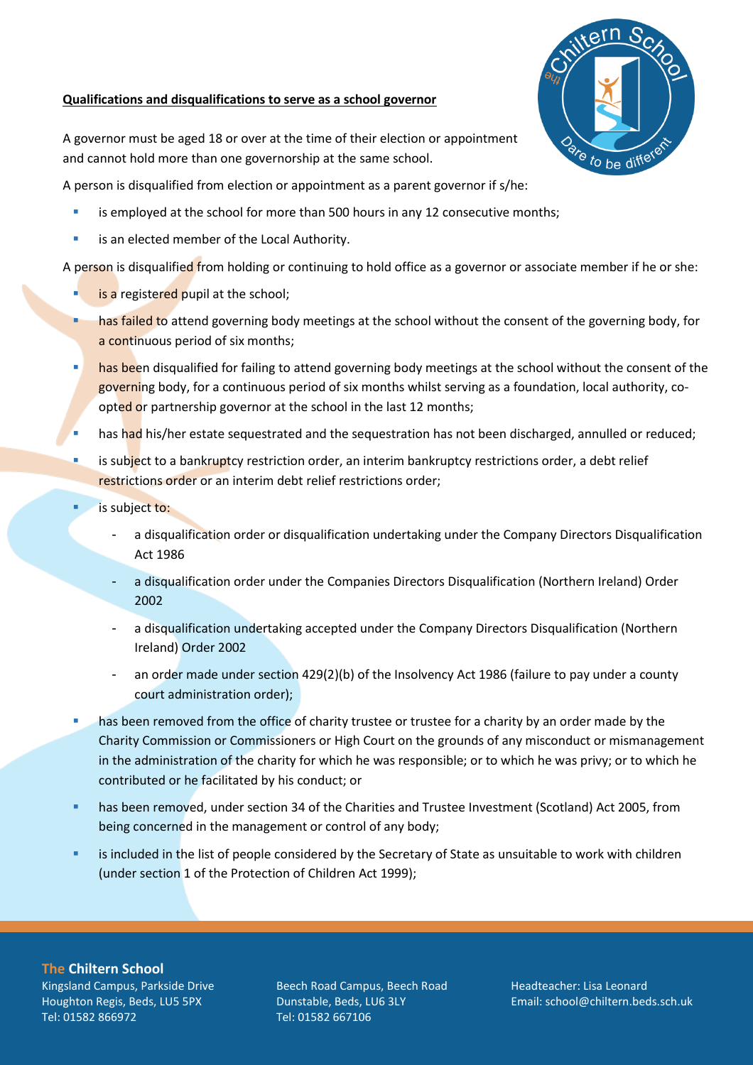**Qualifications and disqualifications to serve as a school governor**

A governor must be aged 18 or over at the time of their election or appointment and cannot hold more than one governorship at the same school.

A person is disqualified from election or appointment as a parent governor if s/he:

- is employed at the school for more than 500 hours in any 12 consecutive months;
- is an elected member of the Local Authority.

A person is disqualified from holding or continuing to hold office as a governor or associate member if he or she:

- is a registered pupil at the school;
- has failed to attend governing body meetings at the school without the consent of the governing body, for a continuous period of six months;
- has been disqualified for failing to attend governing body meetings at the school without the consent of the governing body, for a continuous period of six months whilst serving as a foundation, local authority, co-opted or partnership governor at the school in the last 12 months;
- has had his/her estate sequestrated and the sequestration has not been discharged, annulled or reduced;
- is subject to a bankruptcy restriction order, an interim bankruptcy restrictions order, a debt relief restrictions order or an interim debt relief restrictions order;
- is subject to:
  - a disqualification order or disqualification undertaking under the Company Directors Disqualification Act 1986
  - a disqualification order under the Companies Directors Disqualification (Northern Ireland) Order 2002
  - a disqualification undertaking accepted under the Company Directors Disqualification (Northern Ireland) Order 2002
  - an order made under section 429(2)(b) of the Insolvency Act 1986 (failure to pay under a county court administration order);
- has been removed from the office of charity trustee or trustee for a charity by an order made by the Charity Commission or Commissioners or High Court on the grounds of any misconduct or mismanagement in the administration of the charity for which he was responsible; or to which he was privy; or to which he contributed or he facilitated by his conduct; or
- has been removed, under section 34 of the Charities and Trustee Investment (Scotland) Act 2005, from being concerned in the management or control of any body;
- is included in the list of people considered by the Secretary of State as unsuitable to work with children (under section 1 of the Protection of Children Act 1999);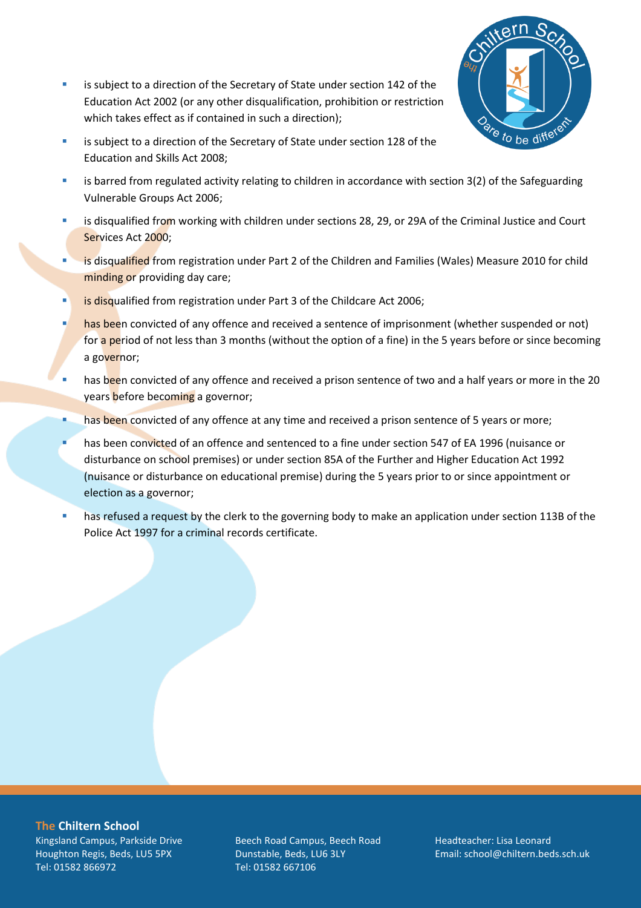- is subject to a direction of the Secretary of State under section 142 of the Education Act 2002 (or any other disqualification, prohibition or restriction which takes effect as if contained in such a direction);
- is subject to a direction of the Secretary of State under section 128 of the Education and Skills Act 2008;
- is barred from regulated activity relating to children in accordance with section 3(2) of the Safeguarding Vulnerable Groups Act 2006;
- is disqualified from working with children under sections 28, 29, or 29A of the Criminal Justice and Court Services Act 2000;
- is disqualified from registration under Part 2 of the Children and Families (Wales) Measure 2010 for child minding or providing day care;
- is disqualified from registration under Part 3 of the Childcare Act 2006;
- has been convicted of any offence and received a sentence of imprisonment (whether suspended or not) for a period of not less than 3 months (without the option of a fine) in the 5 years before or since becoming a governor;
- has been convicted of any offence and received a prison sentence of two and a half years or more in the 20 years before becoming a governor;
- has been convicted of any offence at any time and received a prison sentence of 5 years or more;
- has been convicted of an offence and sentenced to a fine under section 547 of EA 1996 (nuisance or disturbance on school premises) or under section 85A of the Further and Higher Education Act 1992 (nuisance or disturbance on educational premise) during the 5 years prior to or since appointment or election as a governor;
- has refused a request by the clerk to the governing body to make an application under section 113B of the Police Act 1997 for a criminal records certificate.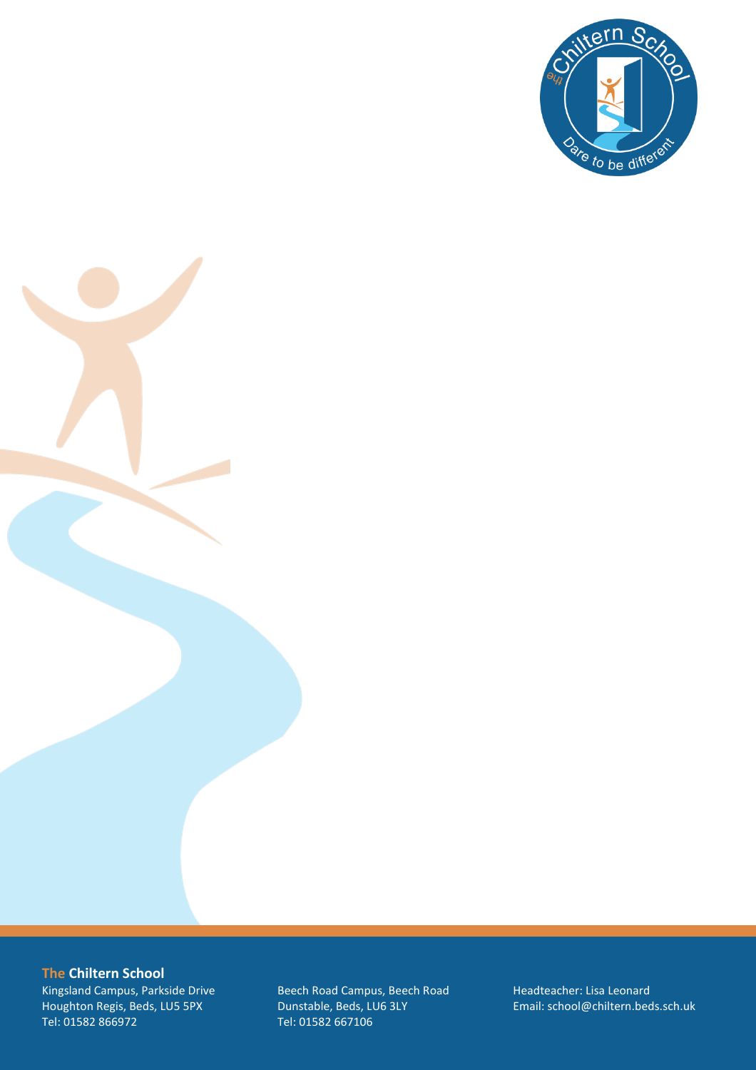**The Chiltern School**

Kingsland Campus, Parkside Drive
Houghton Regis, Beds, LU5 5PX
Tel: 01582 866972

Beech Road Campus, Beech Road
Dunstable, Beds, LU6 3LY
Tel: 01582 667106

Headteacher: Lisa Leonard
Email: school@chiltern.beds.sch.uk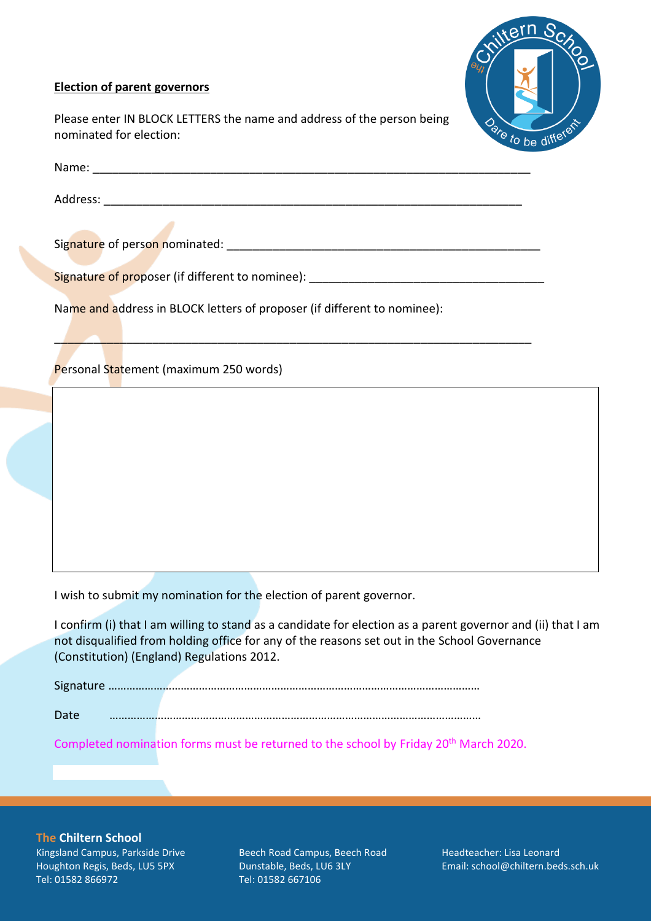**Election of parent governors**

Please enter IN BLOCK LETTERS the name and address of the person being nominated for election:

Name: ______________________________________________________________________

Address: ___________________________________________________________________

Signature of person nominated: _______________________________________________

Signature of proposer (if different to nominee): ____________________________________

Name and address in BLOCK letters of proposer (if different to nominee):

_____________________________________________________________________________

Personal Statement (maximum 250 words)

| |
|---|
| |

I wish to submit my nomination for the election of parent governor.

I confirm (i) that I am willing to stand as a candidate for election as a parent governor and (ii) that I am not disqualified from holding office for any of the reasons set out in the School Governance (Constitution) (England) Regulations 2012.

Signature ………………………………………………………………………………………………………

Date ………………………………………………………………………………………………………

Completed nomination forms must be returned to the school by Friday 20th March 2020.

**The Chiltern School**

Kingsland Campus, Parkside Drive
Houghton Regis, Beds, LU5 5PX
Tel: 01582 866972

Beech Road Campus, Beech Road
Dunstable, Beds, LU6 3LY
Tel: 01582 667106

Headteacher: Lisa Leonard
Email: school@chiltern.beds.sch.uk